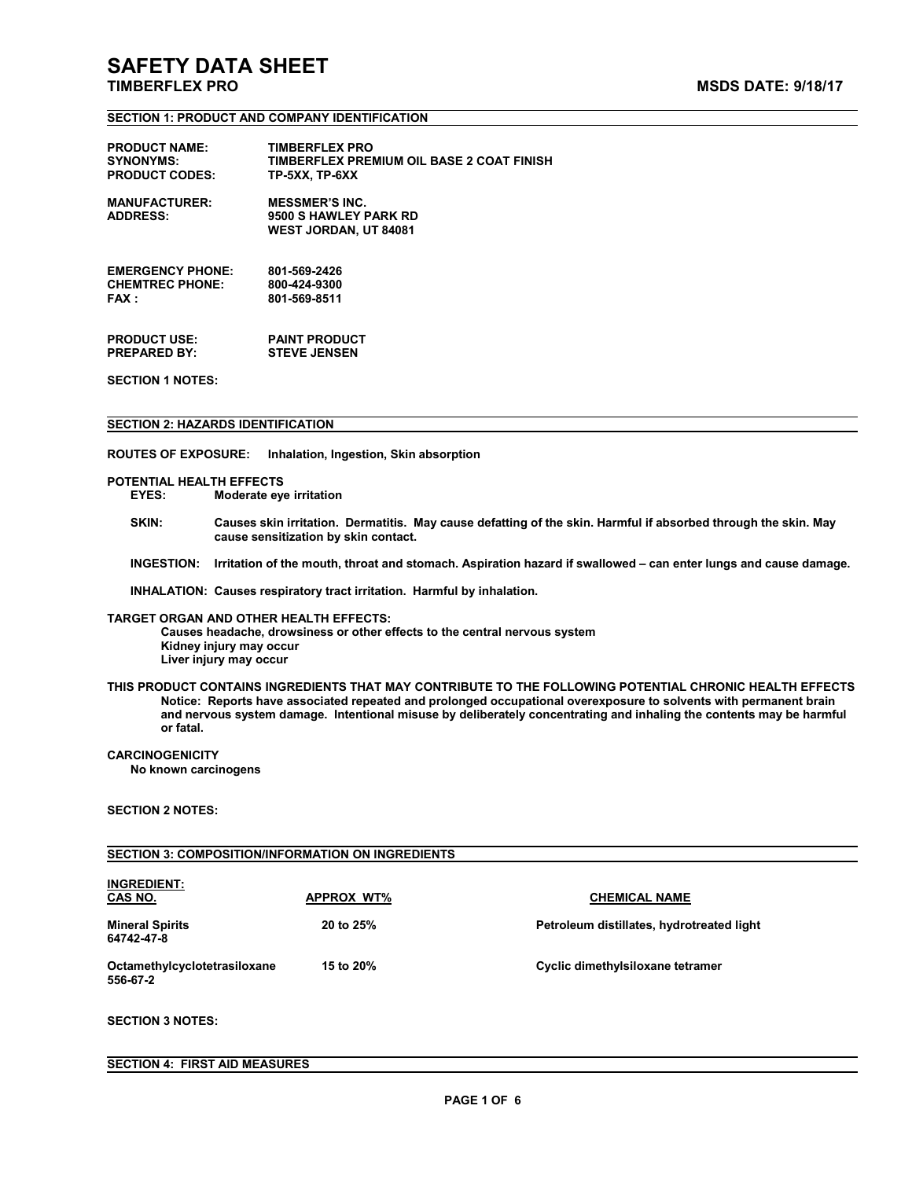# SAFETY DATA SHEET

**TIMBERFLEX PRO** **MSDS DATE: 9/18/17**

## SECTION 1: PRODUCT AND COMPANY IDENTIFICATION

**PRODUCT NAME:** TIMBERFLEX PRO
**SYNONYMS:** TIMBERFLEX PREMIUM OIL BASE 2 COAT FINISH
**PRODUCT CODES:** TP-5XX, TP-6XX

**MANUFACTURER:** MESSMER'S INC.
**ADDRESS:** 9500 S HAWLEY PARK RD
WEST JORDAN, UT 84081

**EMERGENCY PHONE:** 801-569-2426
**CHEMTREC PHONE:** 800-424-9300
**FAX :** 801-569-8511

**PRODUCT USE:** PAINT PRODUCT
**PREPARED BY:** STEVE JENSEN

**SECTION 1 NOTES:**

## SECTION 2: HAZARDS IDENTIFICATION

**ROUTES OF EXPOSURE:** Inhalation, Ingestion, Skin absorption

**POTENTIAL HEALTH EFFECTS**

- **EYES:** Moderate eye irritation
- **SKIN:** Causes skin irritation. Dermatitis. May cause defatting of the skin. Harmful if absorbed through the skin. May cause sensitization by skin contact.
- **INGESTION:** Irritation of the mouth, throat and stomach. Aspiration hazard if swallowed – can enter lungs and cause damage.
- **INHALATION:** Causes respiratory tract irritation. Harmful by inhalation.

**TARGET ORGAN AND OTHER HEALTH EFFECTS:**

Causes headache, drowsiness or other effects to the central nervous system
Kidney injury may occur
Liver injury may occur

**THIS PRODUCT CONTAINS INGREDIENTS THAT MAY CONTRIBUTE TO THE FOLLOWING POTENTIAL CHRONIC HEALTH EFFECTS**

Notice: Reports have associated repeated and prolonged occupational overexposure to solvents with permanent brain and nervous system damage. Intentional misuse by deliberately concentrating and inhaling the contents may be harmful or fatal.

**CARCINOGENICITY**

No known carcinogens

**SECTION 2 NOTES:**

## SECTION 3: COMPOSITION/INFORMATION ON INGREDIENTS

| INGREDIENT: CAS NO. | APPROX WT% | CHEMICAL NAME |
|---|---|---|
| Mineral Spirits 64742-47-8 | 20 to 25% | Petroleum distillates, hydrotreated light |
| Octamethylcyclotetrasiloxane 556-67-2 | 15 to 20% | Cyclic dimethylsiloxane tetramer |

**SECTION 3 NOTES:**

## SECTION 4: FIRST AID MEASURES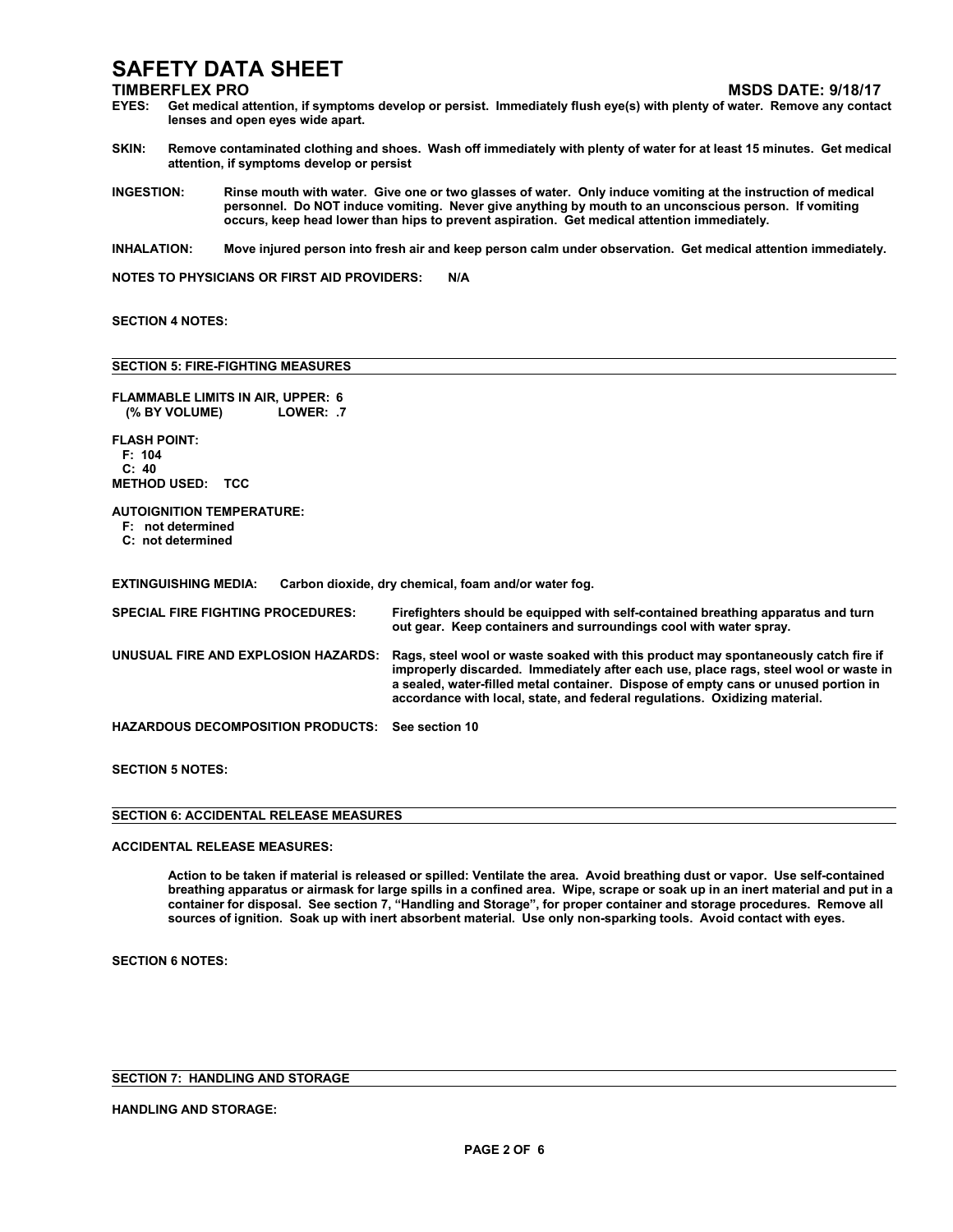**EYES:** Get medical attention, if symptoms develop or persist. Immediately flush eye(s) with plenty of water. Remove any contact lenses and open eyes wide apart.

**SKIN:** Remove contaminated clothing and shoes. Wash off immediately with plenty of water for at least 15 minutes. Get medical attention, if symptoms develop or persist

**INGESTION:** Rinse mouth with water. Give one or two glasses of water. Only induce vomiting at the instruction of medical personnel. Do NOT induce vomiting. Never give anything by mouth to an unconscious person. If vomiting occurs, keep head lower than hips to prevent aspiration. Get medical attention immediately.

**INHALATION:** Move injured person into fresh air and keep person calm under observation. Get medical attention immediately.

**NOTES TO PHYSICIANS OR FIRST AID PROVIDERS:** N/A

**SECTION 4 NOTES:**

## SECTION 5: FIRE-FIGHTING MEASURES

**FLAMMABLE LIMITS IN AIR, UPPER:** 6
**(% BY VOLUME) LOWER:** .7

**FLASH POINT:**
F: 104
C: 40
**METHOD USED:** TCC

**AUTOIGNITION TEMPERATURE:**
F: not determined
C: not determined

**EXTINGUISHING MEDIA:** Carbon dioxide, dry chemical, foam and/or water fog.

**SPECIAL FIRE FIGHTING PROCEDURES:** Firefighters should be equipped with self-contained breathing apparatus and turn out gear. Keep containers and surroundings cool with water spray.

**UNUSUAL FIRE AND EXPLOSION HAZARDS:** Rags, steel wool or waste soaked with this product may spontaneously catch fire if improperly discarded. Immediately after each use, place rags, steel wool or waste in a sealed, water-filled metal container. Dispose of empty cans or unused portion in accordance with local, state, and federal regulations. Oxidizing material.

**HAZARDOUS DECOMPOSITION PRODUCTS:** See section 10

**SECTION 5 NOTES:**

## SECTION 6: ACCIDENTAL RELEASE MEASURES

**ACCIDENTAL RELEASE MEASURES:**

Action to be taken if material is released or spilled: Ventilate the area. Avoid breathing dust or vapor. Use self-contained breathing apparatus or airmask for large spills in a confined area. Wipe, scrape or soak up in an inert material and put in a container for disposal. See section 7, "Handling and Storage", for proper container and storage procedures. Remove all sources of ignition. Soak up with inert absorbent material. Use only non-sparking tools. Avoid contact with eyes.

**SECTION 6 NOTES:**

## SECTION 7: HANDLING AND STORAGE

**HANDLING AND STORAGE:**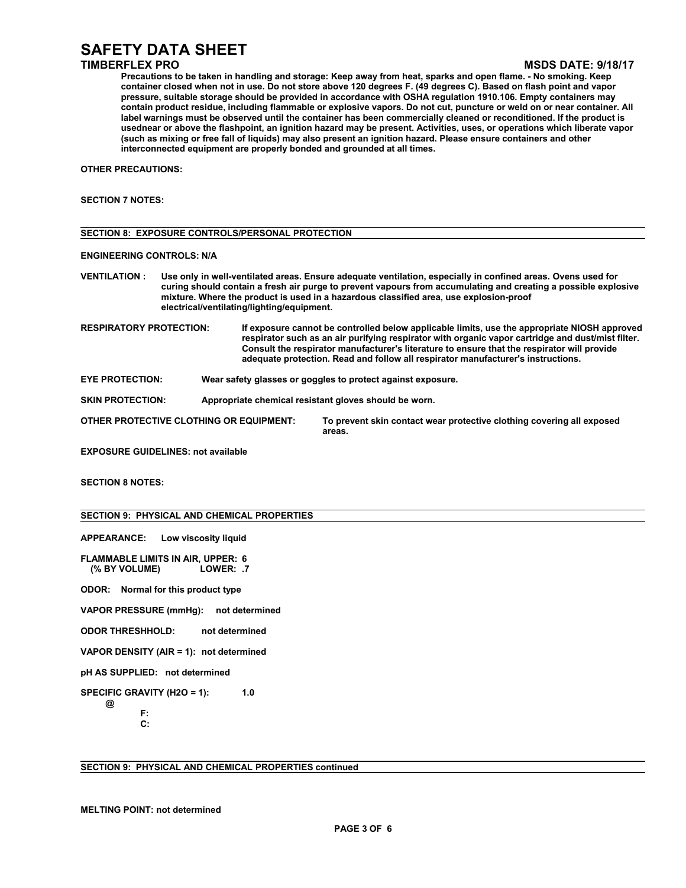Precautions to be taken in handling and storage: Keep away from heat, sparks and open flame. - No smoking. Keep container closed when not in use. Do not store above 120 degrees F. (49 degrees C). Based on flash point and vapor pressure, suitable storage should be provided in accordance with OSHA regulation 1910.106. Empty containers may contain product residue, including flammable or explosive vapors. Do not cut, puncture or weld on or near container. All label warnings must be observed until the container has been commercially cleaned or reconditioned. If the product is usednear or above the flashpoint, an ignition hazard may be present. Activities, uses, or operations which liberate vapor (such as mixing or free fall of liquids) may also present an ignition hazard. Please ensure containers and other interconnected equipment are properly bonded and grounded at all times.

**OTHER PRECAUTIONS:**

**SECTION 7 NOTES:**

## SECTION 8: EXPOSURE CONTROLS/PERSONAL PROTECTION

**ENGINEERING CONTROLS:** N/A

**VENTILATION :** Use only in well-ventilated areas. Ensure adequate ventilation, especially in confined areas. Ovens used for curing should contain a fresh air purge to prevent vapours from accumulating and creating a possible explosive mixture. Where the product is used in a hazardous classified area, use explosion-proof electrical/ventilating/lighting/equipment.

**RESPIRATORY PROTECTION:** If exposure cannot be controlled below applicable limits, use the appropriate NIOSH approved respirator such as an air purifying respirator with organic vapor cartridge and dust/mist filter. Consult the respirator manufacturer's literature to ensure that the respirator will provide adequate protection. Read and follow all respirator manufacturer's instructions.

**EYE PROTECTION:** Wear safety glasses or goggles to protect against exposure.

**SKIN PROTECTION:** Appropriate chemical resistant gloves should be worn.

**OTHER PROTECTIVE CLOTHING OR EQUIPMENT:** To prevent skin contact wear protective clothing covering all exposed areas.

**EXPOSURE GUIDELINES:** not available

**SECTION 8 NOTES:**

## SECTION 9: PHYSICAL AND CHEMICAL PROPERTIES

**APPEARANCE:** Low viscosity liquid

**FLAMMABLE LIMITS IN AIR, UPPER:** 6
**(% BY VOLUME) LOWER:** .7

**ODOR:** Normal for this product type

**VAPOR PRESSURE (mmHg):** not determined

**ODOR THRESHHOLD:** not determined

**VAPOR DENSITY (AIR = 1):** not determined

**pH AS SUPPLIED:** not determined

**SPECIFIC GRAVITY (H2O = 1):** 1.0
@
F:
C:

## SECTION 9: PHYSICAL AND CHEMICAL PROPERTIES continued

**MELTING POINT:** not determined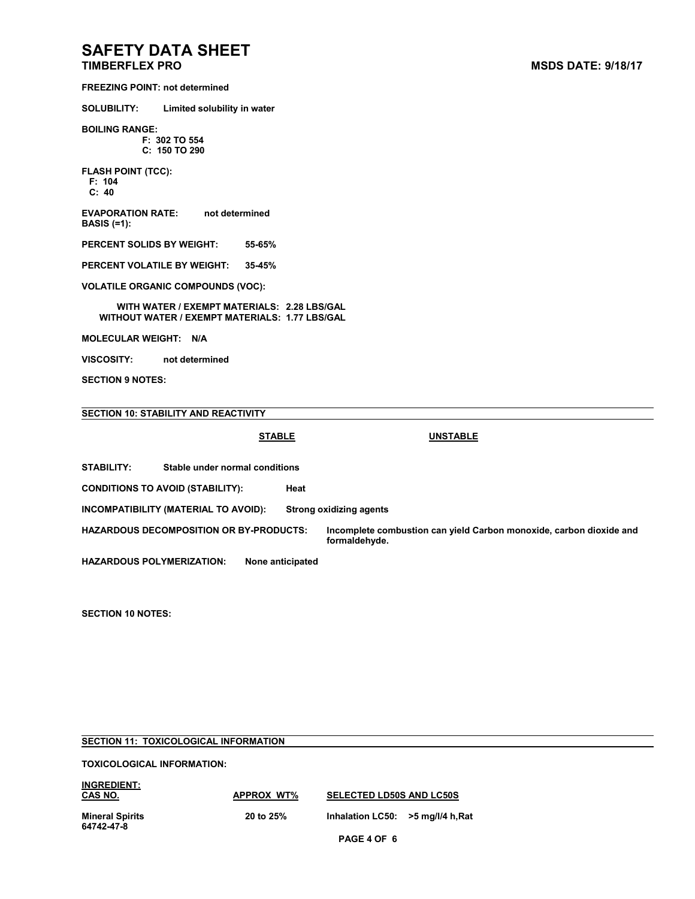**FREEZING POINT:** not determined

**SOLUBILITY:** Limited solubility in water

**BOILING RANGE:**
F: 302 TO 554
C: 150 TO 290

**FLASH POINT (TCC):**
F: 104
C: 40

**EVAPORATION RATE:** not determined
**BASIS (=1):**

**PERCENT SOLIDS BY WEIGHT:** 55-65%

**PERCENT VOLATILE BY WEIGHT:** 35-45%

**VOLATILE ORGANIC COMPOUNDS (VOC):**

WITH WATER / EXEMPT MATERIALS: 2.28 LBS/GAL
WITHOUT WATER / EXEMPT MATERIALS: 1.77 LBS/GAL

**MOLECULAR WEIGHT:** N/A

**VISCOSITY:** not determined

**SECTION 9 NOTES:**

## SECTION 10: STABILITY AND REACTIVITY

| STABLE | UNSTABLE |
|---|---|

**STABILITY:** Stable under normal conditions

**CONDITIONS TO AVOID (STABILITY):** Heat

**INCOMPATIBILITY (MATERIAL TO AVOID):** Strong oxidizing agents

**HAZARDOUS DECOMPOSITION OR BY-PRODUCTS:** Incomplete combustion can yield Carbon monoxide, carbon dioxide and formaldehyde.

**HAZARDOUS POLYMERIZATION:** None anticipated

**SECTION 10 NOTES:**

## SECTION 11: TOXICOLOGICAL INFORMATION

**TOXICOLOGICAL INFORMATION:**

| INGREDIENT: CAS NO. | APPROX WT% | SELECTED LD50S AND LC50S |
|---|---|---|
| Mineral Spirits 64742-47-8 | 20 to 25% | Inhalation LC50: >5 mg/l/4 h,Rat |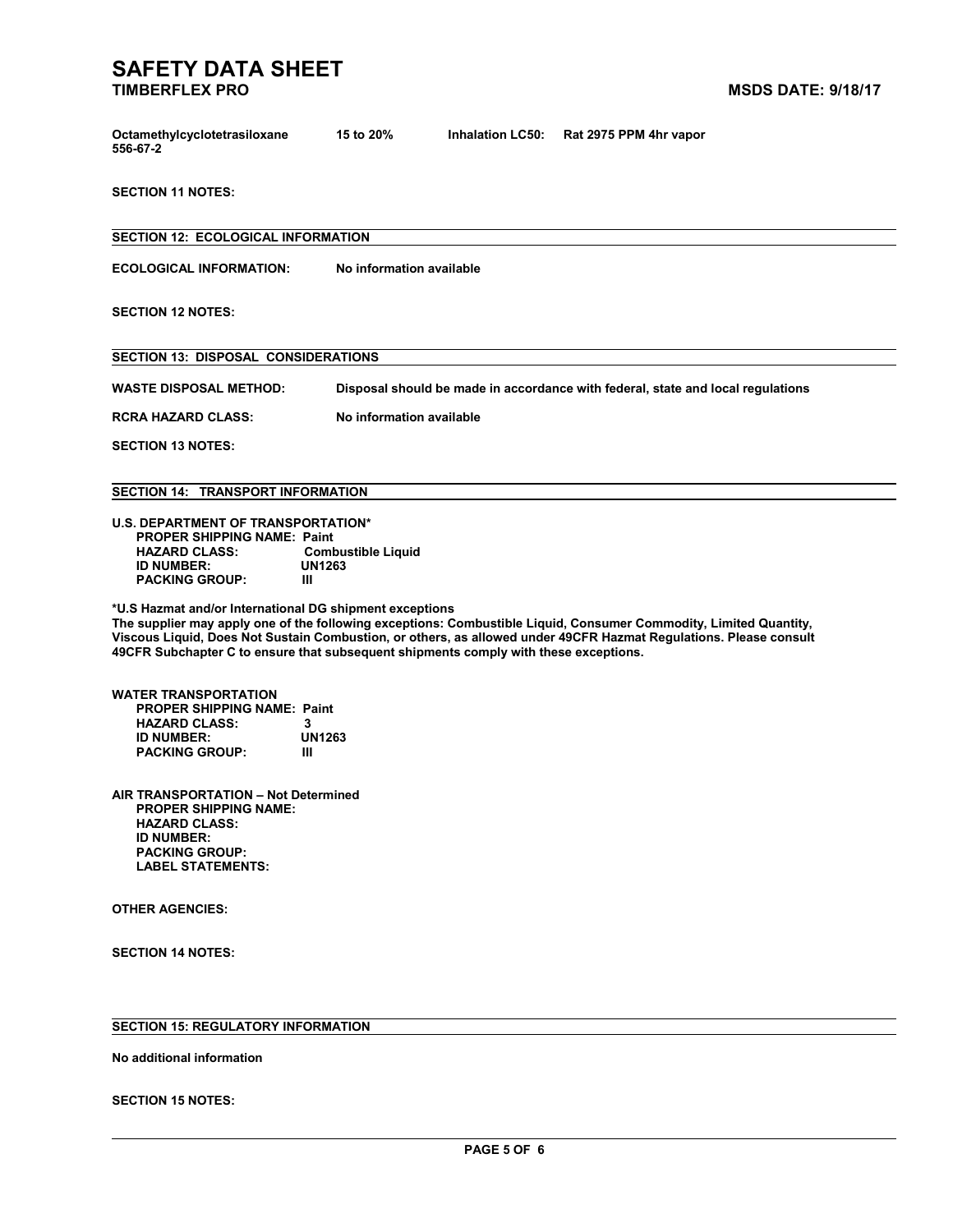| Octamethylcyclotetrasiloxane 556-67-2 | 15 to 20% | Inhalation LC50: | Rat 2975 PPM 4hr vapor |
|---|---|---|---|

**SECTION 11 NOTES:**

## SECTION 12: ECOLOGICAL INFORMATION

**ECOLOGICAL INFORMATION:** No information available

**SECTION 12 NOTES:**

## SECTION 13: DISPOSAL CONSIDERATIONS

**WASTE DISPOSAL METHOD:** Disposal should be made in accordance with federal, state and local regulations

**RCRA HAZARD CLASS:** No information available

**SECTION 13 NOTES:**

## SECTION 14: TRANSPORT INFORMATION

**U.S. DEPARTMENT OF TRANSPORTATION***

- **PROPER SHIPPING NAME:** Paint
- **HAZARD CLASS:** Combustible Liquid
- **ID NUMBER:** UN1263
- **PACKING GROUP:** III

**\*U.S Hazmat and/or International DG shipment exceptions**
The supplier may apply one of the following exceptions: Combustible Liquid, Consumer Commodity, Limited Quantity, Viscous Liquid, Does Not Sustain Combustion, or others, as allowed under 49CFR Hazmat Regulations. Please consult 49CFR Subchapter C to ensure that subsequent shipments comply with these exceptions.

**WATER TRANSPORTATION**

- **PROPER SHIPPING NAME:** Paint
- **HAZARD CLASS:** 3
- **ID NUMBER:** UN1263
- **PACKING GROUP:** III

**AIR TRANSPORTATION – Not Determined**

- **PROPER SHIPPING NAME:**
- **HAZARD CLASS:**
- **ID NUMBER:**
- **PACKING GROUP:**
- **LABEL STATEMENTS:**

**OTHER AGENCIES:**

**SECTION 14 NOTES:**

## SECTION 15: REGULATORY INFORMATION

No additional information

**SECTION 15 NOTES:**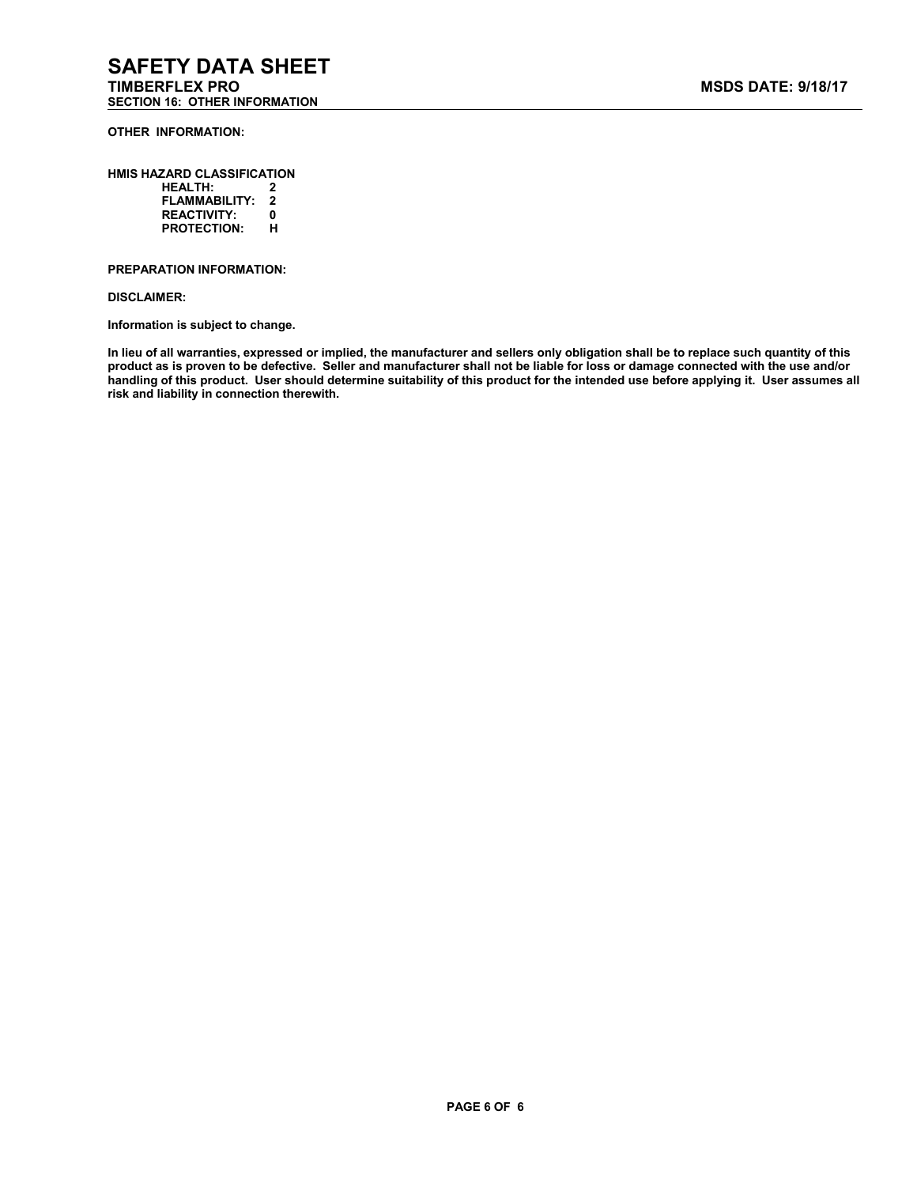**OTHER INFORMATION:**

**HMIS HAZARD CLASSIFICATION**

| | |
|---|---|
| **HEALTH:** | **2** |
| **FLAMMABILITY:** | **2** |
| **REACTIVITY:** | **0** |
| **PROTECTION:** | **H** |

**PREPARATION INFORMATION:**

**DISCLAIMER:**

**Information is subject to change.**

**In lieu of all warranties, expressed or implied, the manufacturer and sellers only obligation shall be to replace such quantity of this product as is proven to be defective. Seller and manufacturer shall not be liable for loss or damage connected with the use and/or handling of this product. User should determine suitability of this product for the intended use before applying it. User assumes all risk and liability in connection therewith.**